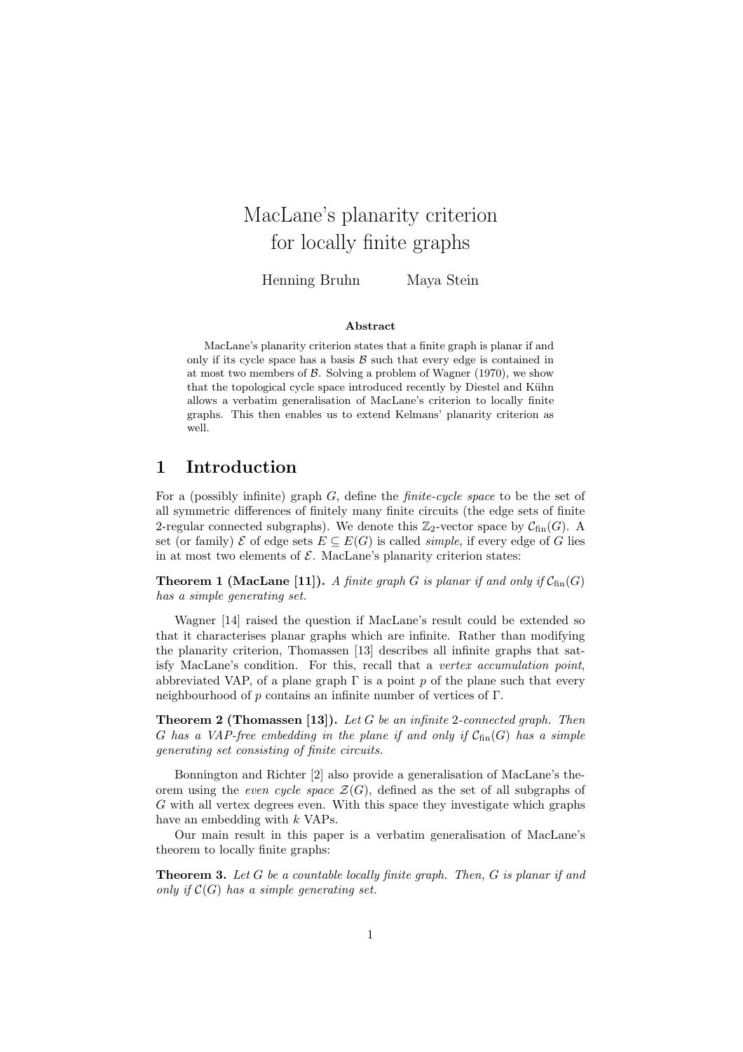# MacLane's planarity criterion for locally finite graphs

Henning Bruhn  Maya Stein

### Abstract

MacLane's planarity criterion states that a finite graph is planar if and only if its cycle space has a basis $\mathcal{B}$ such that every edge is contained in at most two members of $\mathcal{B}$. Solving a problem of Wagner (1970), we show that the topological cycle space introduced recently by Diestel and Kühn allows a verbatim generalisation of MacLane's criterion to locally finite graphs. This then enables us to extend Kelmans' planarity criterion as well.

## 1 Introduction

For a (possibly infinite) graph $G$, define the *finite-cycle space* to be the set of all symmetric differences of finitely many finite circuits (the edge sets of finite 2-regular connected subgraphs). We denote this $\mathbb{Z}_2$-vector space by $\mathcal{C}_{\text{fin}}(G)$. A set (or family) $\mathcal{E}$ of edge sets $E \subseteq E(G)$ is called *simple*, if every edge of $G$ lies in at most two elements of $\mathcal{E}$. MacLane's planarity criterion states:

**Theorem 1 (MacLane [11]).** *A finite graph $G$ is planar if and only if $\mathcal{C}_{\text{fin}}(G)$ has a simple generating set.*

Wagner [14] raised the question if MacLane's result could be extended so that it characterises planar graphs which are infinite. Rather than modifying the planarity criterion, Thomassen [13] describes all infinite graphs that satisfy MacLane's condition. For this, recall that a *vertex accumulation point*, abbreviated VAP, of a plane graph $\Gamma$ is a point $p$ of the plane such that every neighbourhood of $p$ contains an infinite number of vertices of $\Gamma$.

**Theorem 2 (Thomassen [13]).** *Let $G$ be an infinite 2-connected graph. Then $G$ has a VAP-free embedding in the plane if and only if $\mathcal{C}_{\text{fin}}(G)$ has a simple generating set consisting of finite circuits.*

Bonnington and Richter [2] also provide a generalisation of MacLane's theorem using the *even cycle space* $\mathcal{Z}(G)$, defined as the set of all subgraphs of $G$ with all vertex degrees even. With this space they investigate which graphs have an embedding with $k$ VAPs.

Our main result in this paper is a verbatim generalisation of MacLane's theorem to locally finite graphs:

**Theorem 3.** *Let $G$ be a countable locally finite graph. Then, $G$ is planar if and only if $\mathcal{C}(G)$ has a simple generating set.*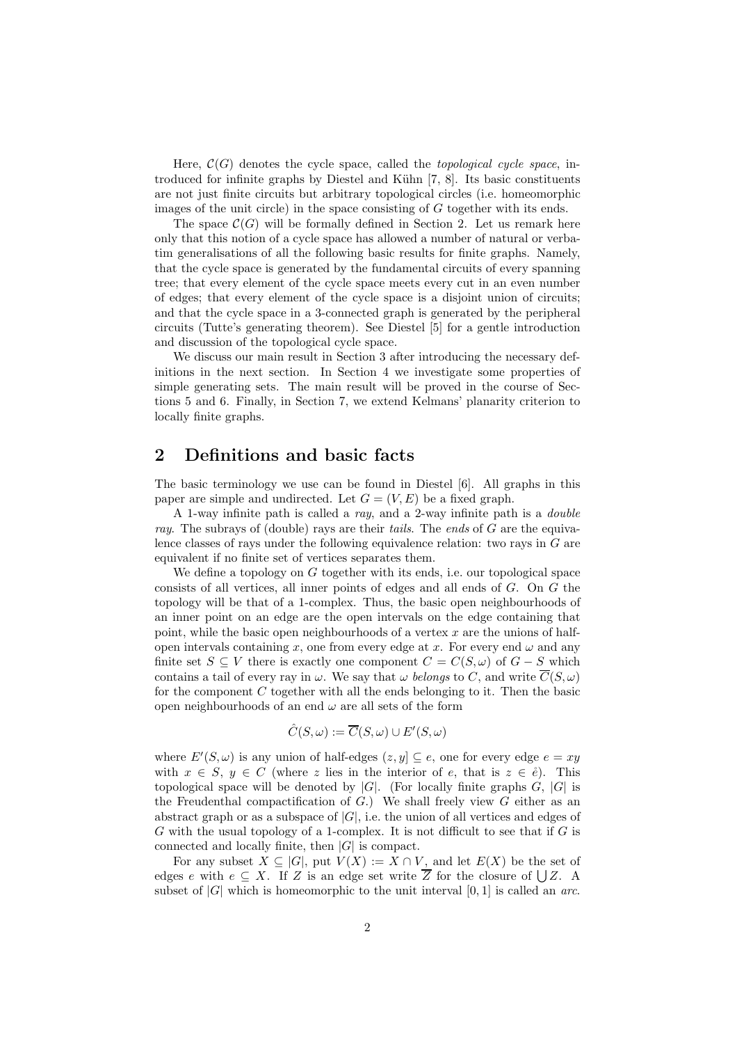Here, $\mathcal{C}(G)$ denotes the cycle space, called the *topological cycle space*, introduced for infinite graphs by Diestel and Kühn [7, 8]. Its basic constituents are not just finite circuits but arbitrary topological circles (i.e. homeomorphic images of the unit circle) in the space consisting of $G$ together with its ends.

The space $\mathcal{C}(G)$ will be formally defined in Section 2. Let us remark here only that this notion of a cycle space has allowed a number of natural or verbatim generalisations of all the following basic results for finite graphs. Namely, that the cycle space is generated by the fundamental circuits of every spanning tree; that every element of the cycle space meets every cut in an even number of edges; that every element of the cycle space is a disjoint union of circuits; and that the cycle space in a 3-connected graph is generated by the peripheral circuits (Tutte's generating theorem). See Diestel [5] for a gentle introduction and discussion of the topological cycle space.

We discuss our main result in Section 3 after introducing the necessary definitions in the next section. In Section 4 we investigate some properties of simple generating sets. The main result will be proved in the course of Sections 5 and 6. Finally, in Section 7, we extend Kelmans' planarity criterion to locally finite graphs.

## 2 Definitions and basic facts

The basic terminology we use can be found in Diestel [6]. All graphs in this paper are simple and undirected. Let $G = (V, E)$ be a fixed graph.

A 1-way infinite path is called a *ray*, and a 2-way infinite path is a *double ray*. The subrays of (double) rays are their *tails*. The *ends* of $G$ are the equivalence classes of rays under the following equivalence relation: two rays in $G$ are equivalent if no finite set of vertices separates them.

We define a topology on $G$ together with its ends, i.e. our topological space consists of all vertices, all inner points of edges and all ends of $G$. On $G$ the topology will be that of a 1-complex. Thus, the basic open neighbourhoods of an inner point on an edge are the open intervals on the edge containing that point, while the basic open neighbourhoods of a vertex $x$ are the unions of half-open intervals containing $x$, one from every edge at $x$. For every end $\omega$ and any finite set $S \subseteq V$ there is exactly one component $C = C(S, \omega)$ of $G - S$ which contains a tail of every ray in $\omega$. We say that $\omega$ *belongs* to $C$, and write $\overline{C}(S, \omega)$ for the component $C$ together with all the ends belonging to it. Then the basic open neighbourhoods of an end $\omega$ are all sets of the form

$$\hat{C}(S, \omega) := \overline{C}(S, \omega) \cup E'(S, \omega)$$

where $E'(S, \omega)$ is any union of half-edges $(z, y] \subseteq e$, one for every edge $e = xy$ with $x \in S$, $y \in C$ (where $z$ lies in the interior of $e$, that is $z \in \mathring{e}$). This topological space will be denoted by $|G|$. (For locally finite graphs $G$, $|G|$ is the Freudenthal compactification of $G$.) We shall freely view $G$ either as an abstract graph or as a subspace of $|G|$, i.e. the union of all vertices and edges of $G$ with the usual topology of a 1-complex. It is not difficult to see that if $G$ is connected and locally finite, then $|G|$ is compact.

For any subset $X \subseteq |G|$, put $V(X) := X \cap V$, and let $E(X)$ be the set of edges $e$ with $e \subseteq X$. If $Z$ is an edge set write $\overline{Z}$ for the closure of $\bigcup Z$. A subset of $|G|$ which is homeomorphic to the unit interval $[0, 1]$ is called an *arc*.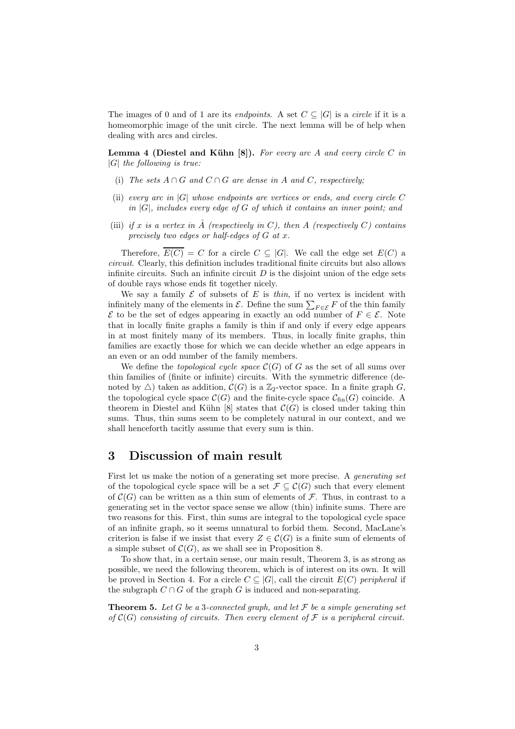The images of 0 and of 1 are its *endpoints*. A set $C \subseteq |G|$ is a *circle* if it is a homeomorphic image of the unit circle. The next lemma will be of help when dealing with arcs and circles.

**Lemma 4 (Diestel and Kühn [8]).** *For every arc $A$ and every circle $C$ in $|G|$ the following is true:*

(i) *The sets $A \cap G$ and $C \cap G$ are dense in $A$ and $C$, respectively;*

(ii) *every arc in $|G|$ whose endpoints are vertices or ends, and every circle $C$ in $|G|$, includes every edge of $G$ of which it contains an inner point; and*

(iii) *if $x$ is a vertex in $\mathring{A}$ (respectively in $C$), then $A$ (respectively $C$) contains precisely two edges or half-edges of $G$ at $x$.*

Therefore, $\overline{E(C)} = C$ for a circle $C \subseteq |G|$. We call the edge set $E(C)$ a *circuit*. Clearly, this definition includes traditional finite circuits but also allows infinite circuits. Such an infinite circuit $D$ is the disjoint union of the edge sets of double rays whose ends fit together nicely.

We say a family $\mathcal{E}$ of subsets of $E$ is *thin*, if no vertex is incident with infinitely many of the elements in $\mathcal{E}$. Define the sum $\sum_{F \in \mathcal{E}} F$ of the thin family $\mathcal{E}$ to be the set of edges appearing in exactly an odd number of $F \in \mathcal{E}$. Note that in locally finite graphs a family is thin if and only if every edge appears in at most finitely many of its members. Thus, in locally finite graphs, thin families are exactly those for which we can decide whether an edge appears in an even or an odd number of the family members.

We define the *topological cycle space* $\mathcal{C}(G)$ of $G$ as the set of all sums over thin families of (finite or infinite) circuits. With the symmetric difference (denoted by $\triangle$) taken as addition, $\mathcal{C}(G)$ is a $\mathbb{Z}_2$-vector space. In a finite graph $G$, the topological cycle space $\mathcal{C}(G)$ and the finite-cycle space $\mathcal{C}_{\text{fin}}(G)$ coincide. A theorem in Diestel and Kühn [8] states that $\mathcal{C}(G)$ is closed under taking thin sums. Thus, thin sums seem to be completely natural in our context, and we shall henceforth tacitly assume that every sum is thin.

## 3 Discussion of main result

First let us make the notion of a generating set more precise. A *generating set* of the topological cycle space will be a set $\mathcal{F} \subseteq \mathcal{C}(G)$ such that every element of $\mathcal{C}(G)$ can be written as a thin sum of elements of $\mathcal{F}$. Thus, in contrast to a generating set in the vector space sense we allow (thin) infinite sums. There are two reasons for this. First, thin sums are integral to the topological cycle space of an infinite graph, so it seems unnatural to forbid them. Second, MacLane's criterion is false if we insist that every $Z \in \mathcal{C}(G)$ is a finite sum of elements of a simple subset of $\mathcal{C}(G)$, as we shall see in Proposition 8.

To show that, in a certain sense, our main result, Theorem 3, is as strong as possible, we need the following theorem, which is of interest on its own. It will be proved in Section 4. For a circle $C \subseteq |G|$, call the circuit $E(C)$ *peripheral* if the subgraph $C \cap G$ of the graph $G$ is induced and non-separating.

**Theorem 5.** *Let $G$ be a 3-connected graph, and let $\mathcal{F}$ be a simple generating set of $\mathcal{C}(G)$ consisting of circuits. Then every element of $\mathcal{F}$ is a peripheral circuit.*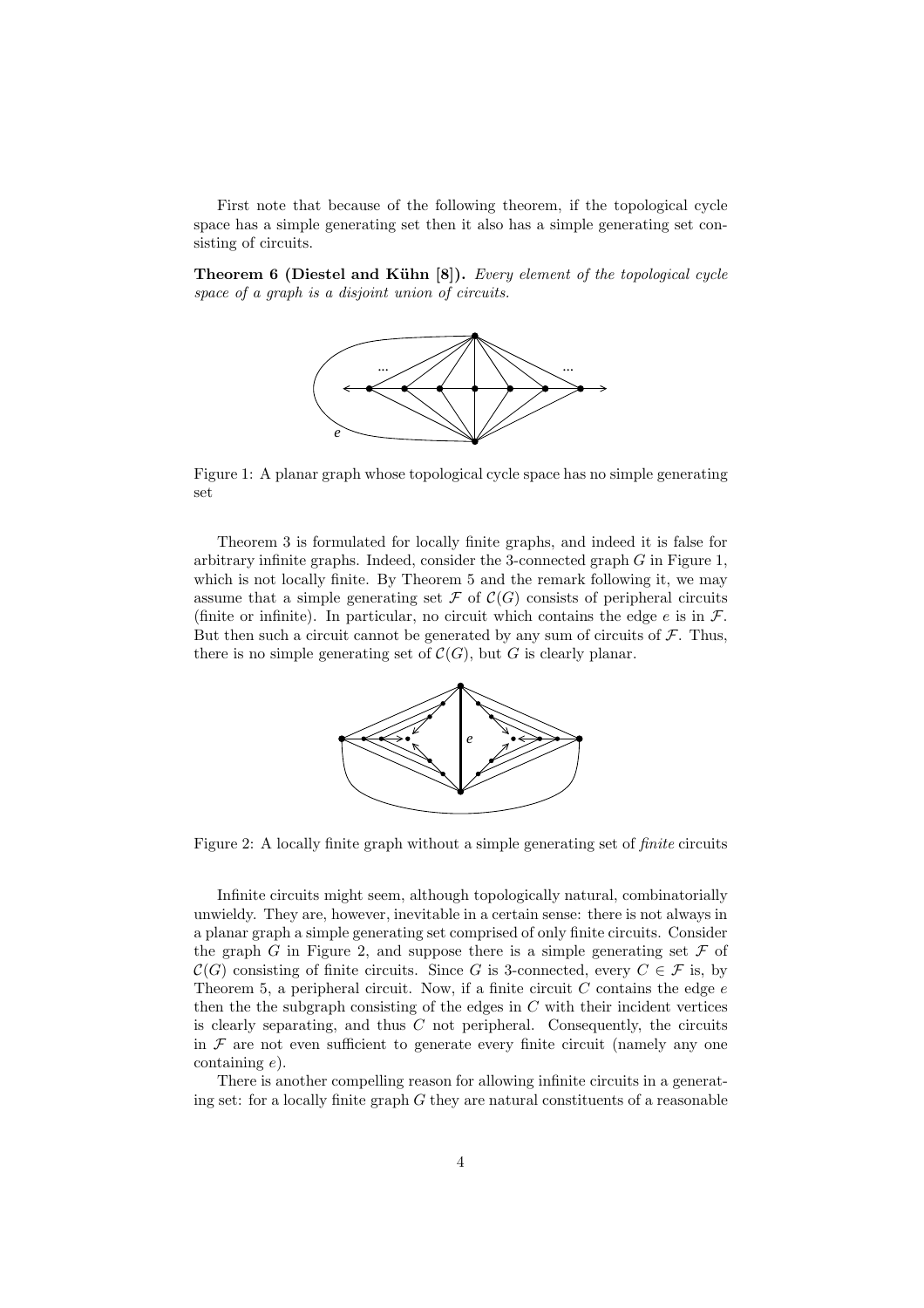First note that because of the following theorem, if the topological cycle space has a simple generating set then it also has a simple generating set consisting of circuits.

**Theorem 6 (Diestel and Kühn [8]).** *Every element of the topological cycle space of a graph is a disjoint union of circuits.*

Figure 1: A planar graph whose topological cycle space has no simple generating set

Theorem 3 is formulated for locally finite graphs, and indeed it is false for arbitrary infinite graphs. Indeed, consider the 3-connected graph $G$ in Figure 1, which is not locally finite. By Theorem 5 and the remark following it, we may assume that a simple generating set $\mathcal{F}$ of $\mathcal{C}(G)$ consists of peripheral circuits (finite or infinite). In particular, no circuit which contains the edge $e$ is in $\mathcal{F}$. But then such a circuit cannot be generated by any sum of circuits of $\mathcal{F}$. Thus, there is no simple generating set of $\mathcal{C}(G)$, but $G$ is clearly planar.

Figure 2: A locally finite graph without a simple generating set of *finite* circuits

Infinite circuits might seem, although topologically natural, combinatorially unwieldy. They are, however, inevitable in a certain sense: there is not always in a planar graph a simple generating set comprised of only finite circuits. Consider the graph $G$ in Figure 2, and suppose there is a simple generating set $\mathcal{F}$ of $\mathcal{C}(G)$ consisting of finite circuits. Since $G$ is 3-connected, every $C \in \mathcal{F}$ is, by Theorem 5, a peripheral circuit. Now, if a finite circuit $C$ contains the edge $e$ then the the subgraph consisting of the edges in $C$ with their incident vertices is clearly separating, and thus $C$ not peripheral. Consequently, the circuits in $\mathcal{F}$ are not even sufficient to generate every finite circuit (namely any one containing $e$).

There is another compelling reason for allowing infinite circuits in a generating set: for a locally finite graph $G$ they are natural constituents of a reasonable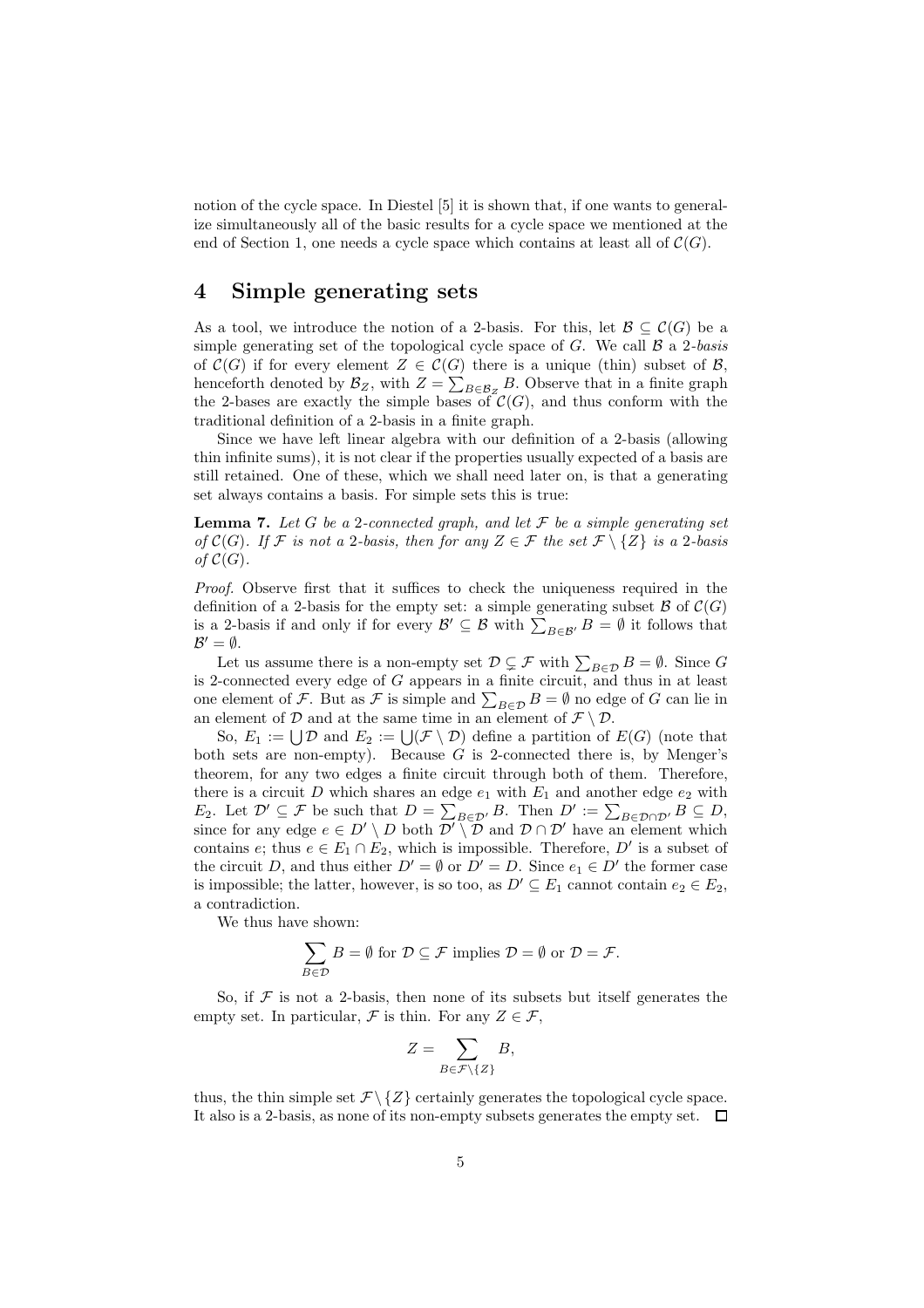notion of the cycle space. In Diestel [5] it is shown that, if one wants to generalize simultaneously all of the basic results for a cycle space we mentioned at the end of Section 1, one needs a cycle space which contains at least all of $\mathcal{C}(G)$.

# 4 Simple generating sets

As a tool, we introduce the notion of a 2-basis. For this, let $\mathcal{B} \subseteq \mathcal{C}(G)$ be a simple generating set of the topological cycle space of $G$. We call $\mathcal{B}$ a *2-basis* of $\mathcal{C}(G)$ if for every element $Z \in \mathcal{C}(G)$ there is a unique (thin) subset of $\mathcal{B}$, henceforth denoted by $\mathcal{B}_Z$, with $Z = \sum_{B \in \mathcal{B}_Z} B$. Observe that in a finite graph the 2-bases are exactly the simple bases of $\mathcal{C}(G)$, and thus conform with the traditional definition of a 2-basis in a finite graph.

Since we have left linear algebra with our definition of a 2-basis (allowing thin infinite sums), it is not clear if the properties usually expected of a basis are still retained. One of these, which we shall need later on, is that a generating set always contains a basis. For simple sets this is true:

**Lemma 7.** *Let $G$ be a 2-connected graph, and let $\mathcal{F}$ be a simple generating set of $\mathcal{C}(G)$. If $\mathcal{F}$ is not a 2-basis, then for any $Z \in \mathcal{F}$ the set $\mathcal{F} \setminus \{Z\}$ is a 2-basis of $\mathcal{C}(G)$.*

*Proof.* Observe first that it suffices to check the uniqueness required in the definition of a 2-basis for the empty set: a simple generating subset $\mathcal{B}$ of $\mathcal{C}(G)$ is a 2-basis if and only if for every $\mathcal{B}' \subseteq \mathcal{B}$ with $\sum_{B \in \mathcal{B}'} B = \emptyset$ it follows that $\mathcal{B}' = \emptyset$.

Let us assume there is a non-empty set $\mathcal{D} \subsetneq \mathcal{F}$ with $\sum_{B \in \mathcal{D}} B = \emptyset$. Since $G$ is 2-connected every edge of $G$ appears in a finite circuit, and thus in at least one element of $\mathcal{F}$. But as $\mathcal{F}$ is simple and $\sum_{B \in \mathcal{D}} B = \emptyset$ no edge of $G$ can lie in an element of $\mathcal{D}$ and at the same time in an element of $\mathcal{F} \setminus \mathcal{D}$.

So, $E_1 := \bigcup \mathcal{D}$ and $E_2 := \bigcup (\mathcal{F} \setminus \mathcal{D})$ define a partition of $E(G)$ (note that both sets are non-empty). Because $G$ is 2-connected there is, by Menger's theorem, for any two edges a finite circuit through both of them. Therefore, there is a circuit $D$ which shares an edge $e_1$ with $E_1$ and another edge $e_2$ with $E_2$. Let $\mathcal{D}' \subseteq \mathcal{F}$ be such that $D = \sum_{B \in \mathcal{D}'} B$. Then $D' := \sum_{B \in \mathcal{D} \cap \mathcal{D}'} B \subseteq D$, since for any edge $e \in D' \setminus D$ both $\mathcal{D}' \setminus \mathcal{D}$ and $\mathcal{D} \cap \mathcal{D}'$ have an element which contains $e$; thus $e \in E_1 \cap E_2$, which is impossible. Therefore, $D'$ is a subset of the circuit $D$, and thus either $D' = \emptyset$ or $D' = D$. Since $e_1 \in D'$ the former case is impossible; the latter, however, is so too, as $D' \subseteq E_1$ cannot contain $e_2 \in E_2$, a contradiction.

We thus have shown:

$$\sum_{B \in \mathcal{D}} B = \emptyset \text{ for } \mathcal{D} \subseteq \mathcal{F} \text{ implies } \mathcal{D} = \emptyset \text{ or } \mathcal{D} = \mathcal{F}.$$

So, if $\mathcal{F}$ is not a 2-basis, then none of its subsets but itself generates the empty set. In particular, $\mathcal{F}$ is thin. For any $Z \in \mathcal{F}$,

$$Z = \sum_{B \in \mathcal{F} \setminus \{Z\}} B,$$

thus, the thin simple set $\mathcal{F} \setminus \{Z\}$ certainly generates the topological cycle space. It also is a 2-basis, as none of its non-empty subsets generates the empty set. $\square$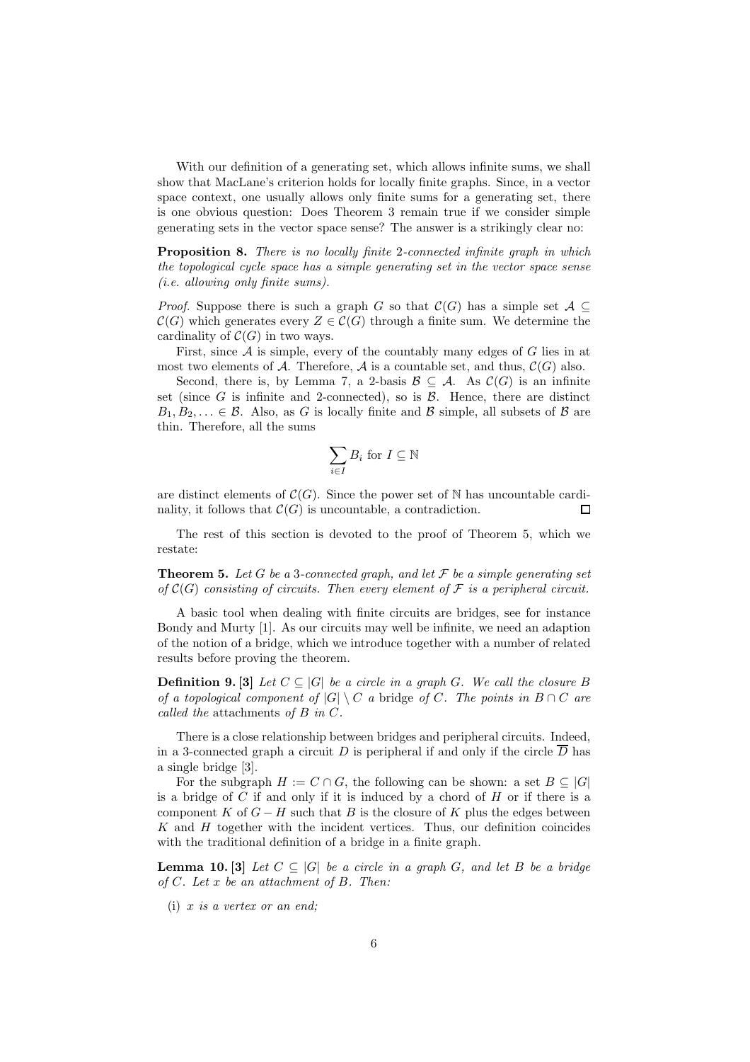With our definition of a generating set, which allows infinite sums, we shall show that MacLane's criterion holds for locally finite graphs. Since, in a vector space context, one usually allows only finite sums for a generating set, there is one obvious question: Does Theorem 3 remain true if we consider simple generating sets in the vector space sense? The answer is a strikingly clear no:

**Proposition 8.** *There is no locally finite 2-connected infinite graph in which the topological cycle space has a simple generating set in the vector space sense (i.e. allowing only finite sums).*

*Proof.* Suppose there is such a graph $G$ so that $\mathcal{C}(G)$ has a simple set $\mathcal{A} \subseteq \mathcal{C}(G)$ which generates every $Z \in \mathcal{C}(G)$ through a finite sum. We determine the cardinality of $\mathcal{C}(G)$ in two ways.

First, since $\mathcal{A}$ is simple, every of the countably many edges of $G$ lies in at most two elements of $\mathcal{A}$. Therefore, $\mathcal{A}$ is a countable set, and thus, $\mathcal{C}(G)$ also.

Second, there is, by Lemma 7, a 2-basis $\mathcal{B} \subseteq \mathcal{A}$. As $\mathcal{C}(G)$ is an infinite set (since $G$ is infinite and 2-connected), so is $\mathcal{B}$. Hence, there are distinct $B_1, B_2, \ldots \in \mathcal{B}$. Also, as $G$ is locally finite and $\mathcal{B}$ simple, all subsets of $\mathcal{B}$ are thin. Therefore, all the sums

$$\sum_{i \in I} B_i \text{ for } I \subseteq \mathbb{N}$$

are distinct elements of $\mathcal{C}(G)$. Since the power set of $\mathbb{N}$ has uncountable cardinality, it follows that $\mathcal{C}(G)$ is uncountable, a contradiction. $\square$

The rest of this section is devoted to the proof of Theorem 5, which we restate:

**Theorem 5.** *Let $G$ be a 3-connected graph, and let $\mathcal{F}$ be a simple generating set of $\mathcal{C}(G)$ consisting of circuits. Then every element of $\mathcal{F}$ is a peripheral circuit.*

A basic tool when dealing with finite circuits are bridges, see for instance Bondy and Murty [1]. As our circuits may well be infinite, we need an adaption of the notion of a bridge, which we introduce together with a number of related results before proving the theorem.

**Definition 9.** **[3]** *Let $C \subseteq |G|$ be a circle in a graph $G$. We call the closure $B$ of a topological component of $|G| \setminus C$ a* bridge *of $C$. The points in $B \cap C$ are called the* attachments *of $B$ in $C$.*

There is a close relationship between bridges and peripheral circuits. Indeed, in a 3-connected graph a circuit $D$ is peripheral if and only if the circle $\overline{D}$ has a single bridge [3].

For the subgraph $H := C \cap G$, the following can be shown: a set $B \subseteq |G|$ is a bridge of $C$ if and only if it is induced by a chord of $H$ or if there is a component $K$ of $G - H$ such that $B$ is the closure of $K$ plus the edges between $K$ and $H$ together with the incident vertices. Thus, our definition coincides with the traditional definition of a bridge in a finite graph.

**Lemma 10.** **[3]** *Let $C \subseteq |G|$ be a circle in a graph $G$, and let $B$ be a bridge of $C$. Let $x$ be an attachment of $B$. Then:*

(i) *$x$ is a vertex or an end;*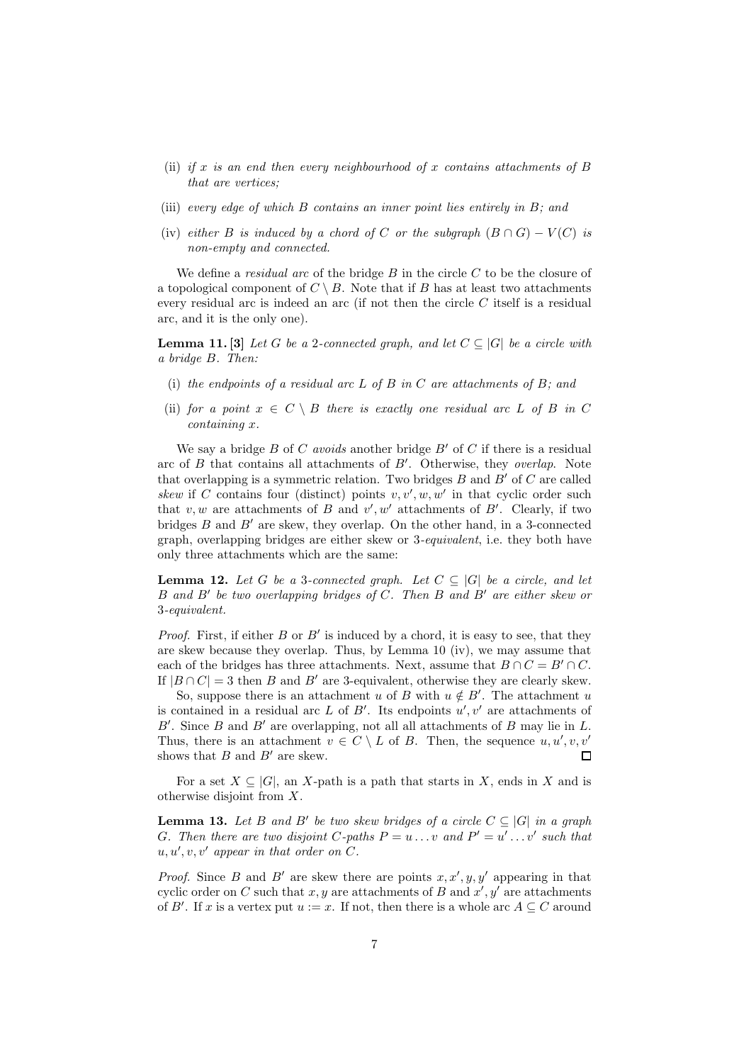(ii) *if $x$ is an end then every neighbourhood of $x$ contains attachments of $B$ that are vertices;*

(iii) *every edge of which $B$ contains an inner point lies entirely in $B$; and*

(iv) *either $B$ is induced by a chord of $C$ or the subgraph $(B \cap G) - V(C)$ is non-empty and connected.*

We define a *residual arc* of the bridge $B$ in the circle $C$ to be the closure of a topological component of $C \setminus B$. Note that if $B$ has at least two attachments every residual arc is indeed an arc (if not then the circle $C$ itself is a residual arc, and it is the only one).

**Lemma 11.** **[3]** *Let $G$ be a 2-connected graph, and let $C \subseteq |G|$ be a circle with a bridge $B$. Then:*

(i) *the endpoints of a residual arc $L$ of $B$ in $C$ are attachments of $B$; and*

(ii) *for a point $x \in C \setminus B$ there is exactly one residual arc $L$ of $B$ in $C$ containing $x$.*

We say a bridge $B$ of $C$ *avoids* another bridge $B'$ of $C$ if there is a residual arc of $B$ that contains all attachments of $B'$. Otherwise, they *overlap*. Note that overlapping is a symmetric relation. Two bridges $B$ and $B'$ of $C$ are called *skew* if $C$ contains four (distinct) points $v, v', w, w'$ in that cyclic order such that $v, w$ are attachments of $B$ and $v', w'$ attachments of $B'$. Clearly, if two bridges $B$ and $B'$ are skew, they overlap. On the other hand, in a 3-connected graph, overlapping bridges are either skew or 3-*equivalent*, i.e. they both have only three attachments which are the same:

**Lemma 12.** *Let $G$ be a 3-connected graph. Let $C \subseteq |G|$ be a circle, and let $B$ and $B'$ be two overlapping bridges of $C$. Then $B$ and $B'$ are either skew or 3-equivalent.*

*Proof.* First, if either $B$ or $B'$ is induced by a chord, it is easy to see, that they are skew because they overlap. Thus, by Lemma 10 (iv), we may assume that each of the bridges has three attachments. Next, assume that $B \cap C = B' \cap C$. If $|B \cap C| = 3$ then $B$ and $B'$ are 3-equivalent, otherwise they are clearly skew.

So, suppose there is an attachment $u$ of $B$ with $u \notin B'$. The attachment $u$ is contained in a residual arc $L$ of $B'$. Its endpoints $u', v'$ are attachments of $B'$. Since $B$ and $B'$ are overlapping, not all all attachments of $B$ may lie in $L$. Thus, there is an attachment $v \in C \setminus L$ of $B$. Then, the sequence $u, u', v, v'$ shows that $B$ and $B'$ are skew. ◻

For a set $X \subseteq |G|$, an $X$-path is a path that starts in $X$, ends in $X$ and is otherwise disjoint from $X$.

**Lemma 13.** *Let $B$ and $B'$ be two skew bridges of a circle $C \subseteq |G|$ in a graph $G$. Then there are two disjoint $C$-paths $P = u \dots v$ and $P' = u' \dots v'$ such that $u, u', v, v'$ appear in that order on $C$.*

*Proof.* Since $B$ and $B'$ are skew there are points $x, x', y, y'$ appearing in that cyclic order on $C$ such that $x, y$ are attachments of $B$ and $x', y'$ are attachments of $B'$. If $x$ is a vertex put $u := x$. If not, then there is a whole arc $A \subseteq C$ around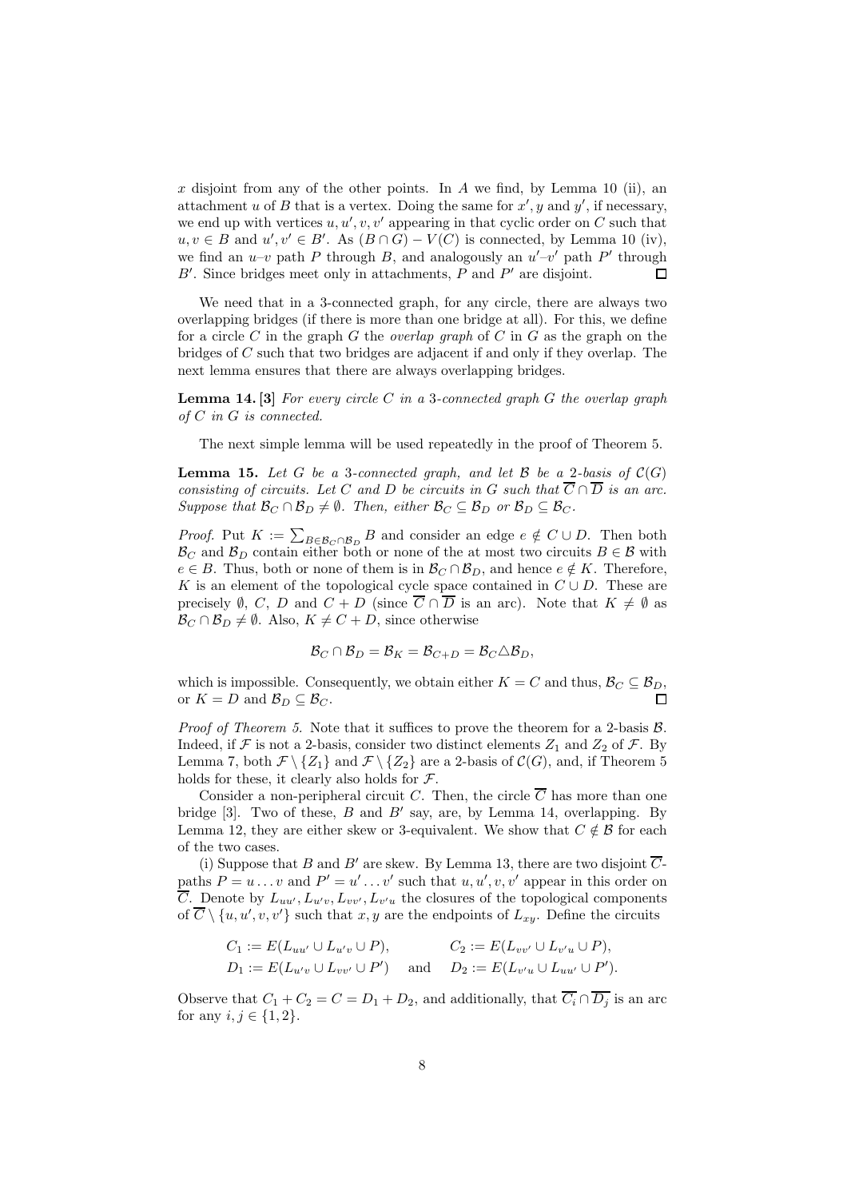$x$ disjoint from any of the other points. In $A$ we find, by Lemma 10 (ii), an attachment $u$ of $B$ that is a vertex. Doing the same for $x', y$ and $y'$, if necessary, we end up with vertices $u, u', v, v'$ appearing in that cyclic order on $C$ such that $u, v \in B$ and $u', v' \in B'$. As $(B \cap G) - V(C)$ is connected, by Lemma 10 (iv), we find an $u$–$v$ path $P$ through $B$, and analogously an $u'$–$v'$ path $P'$ through $B'$. Since bridges meet only in attachments, $P$ and $P'$ are disjoint. $\square$

We need that in a 3-connected graph, for any circle, there are always two overlapping bridges (if there is more than one bridge at all). For this, we define for a circle $C$ in the graph $G$ the *overlap graph* of $C$ in $G$ as the graph on the bridges of $C$ such that two bridges are adjacent if and only if they overlap. The next lemma ensures that there are always overlapping bridges.

**Lemma 14.** **[3]** *For every circle $C$ in a 3-connected graph $G$ the overlap graph of $C$ in $G$ is connected.*

The next simple lemma will be used repeatedly in the proof of Theorem 5.

**Lemma 15.** *Let $G$ be a 3-connected graph, and let $\mathcal{B}$ be a 2-basis of $\mathcal{C}(G)$ consisting of circuits. Let $C$ and $D$ be circuits in $G$ such that $\overline{C} \cap \overline{D}$ is an arc. Suppose that $\mathcal{B}_C \cap \mathcal{B}_D \neq \emptyset$. Then, either $\mathcal{B}_C \subseteq \mathcal{B}_D$ or $\mathcal{B}_D \subseteq \mathcal{B}_C$.*

*Proof.* Put $K := \sum_{B \in \mathcal{B}_C \cap \mathcal{B}_D} B$ and consider an edge $e \notin C \cup D$. Then both $\mathcal{B}_C$ and $\mathcal{B}_D$ contain either both or none of the at most two circuits $B \in \mathcal{B}$ with $e \in B$. Thus, both or none of them is in $\mathcal{B}_C \cap \mathcal{B}_D$, and hence $e \notin K$. Therefore, $K$ is an element of the topological cycle space contained in $C \cup D$. These are precisely $\emptyset$, $C$, $D$ and $C + D$ (since $\overline{C} \cap \overline{D}$ is an arc). Note that $K \neq \emptyset$ as $\mathcal{B}_C \cap \mathcal{B}_D \neq \emptyset$. Also, $K \neq C + D$, since otherwise

$$\mathcal{B}_C \cap \mathcal{B}_D = \mathcal{B}_K = \mathcal{B}_{C+D} = \mathcal{B}_C \triangle \mathcal{B}_D,$$

which is impossible. Consequently, we obtain either $K = C$ and thus, $\mathcal{B}_C \subseteq \mathcal{B}_D$, or $K = D$ and $\mathcal{B}_D \subseteq \mathcal{B}_C$. $\square$

*Proof of Theorem 5.* Note that it suffices to prove the theorem for a 2-basis $\mathcal{B}$. Indeed, if $\mathcal{F}$ is not a 2-basis, consider two distinct elements $Z_1$ and $Z_2$ of $\mathcal{F}$. By Lemma 7, both $\mathcal{F} \setminus \{Z_1\}$ and $\mathcal{F} \setminus \{Z_2\}$ are a 2-basis of $\mathcal{C}(G)$, and, if Theorem 5 holds for these, it clearly also holds for $\mathcal{F}$.

Consider a non-peripheral circuit $C$. Then, the circle $\overline{C}$ has more than one bridge [3]. Two of these, $B$ and $B'$ say, are, by Lemma 14, overlapping. By Lemma 12, they are either skew or 3-equivalent. We show that $C \notin \mathcal{B}$ for each of the two cases.

(i) Suppose that $B$ and $B'$ are skew. By Lemma 13, there are two disjoint $\overline{C}$-paths $P = u \dots v$ and $P' = u' \dots v'$ such that $u, u', v, v'$ appear in this order on $\overline{C}$. Denote by $L_{uu'}, L_{u'v}, L_{vv'}, L_{v'u}$ the closures of the topological components of $\overline{C} \setminus \{u, u', v, v'\}$ such that $x, y$ are the endpoints of $L_{xy}$. Define the circuits

$$C_1 := E(L_{uu'} \cup L_{u'v} \cup P), \qquad C_2 := E(L_{vv'} \cup L_{v'u} \cup P),$$
$$D_1 := E(L_{u'v} \cup L_{vv'} \cup P') \quad \text{and} \quad D_2 := E(L_{v'u} \cup L_{uu'} \cup P').$$

Observe that $C_1 + C_2 = C = D_1 + D_2$, and additionally, that $\overline{C_i} \cap \overline{D_j}$ is an arc for any $i, j \in \{1, 2\}$.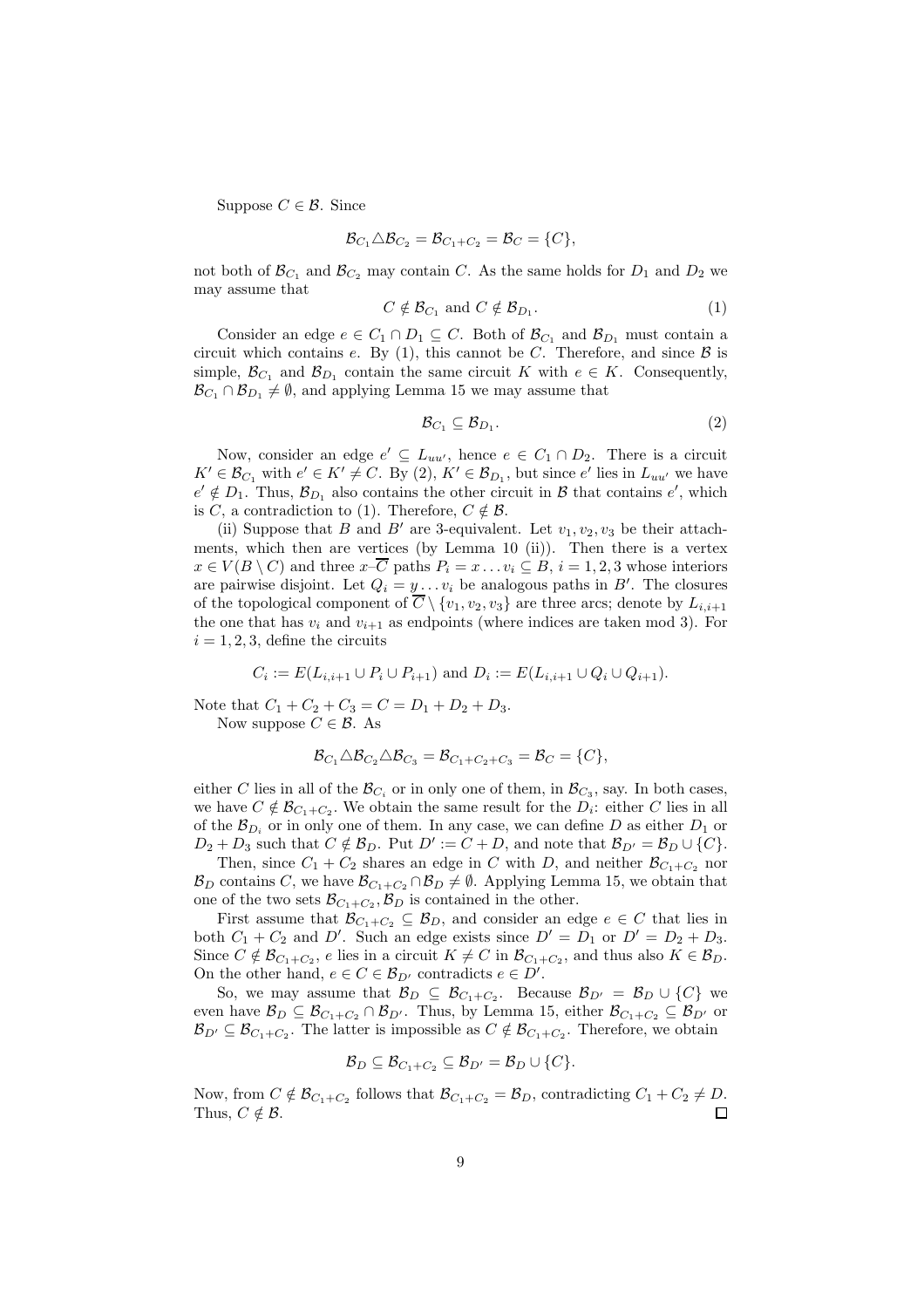Suppose $C \in \mathcal{B}$. Since

$$\mathcal{B}_{C_1} \triangle \mathcal{B}_{C_2} = \mathcal{B}_{C_1+C_2} = \mathcal{B}_C = \{C\},$$

not both of $\mathcal{B}_{C_1}$ and $\mathcal{B}_{C_2}$ may contain $C$. As the same holds for $D_1$ and $D_2$ we may assume that

$$C \notin \mathcal{B}_{C_1} \text{ and } C \notin \mathcal{B}_{D_1}. \tag{1}$$

Consider an edge $e \in C_1 \cap D_1 \subseteq C$. Both of $\mathcal{B}_{C_1}$ and $\mathcal{B}_{D_1}$ must contain a circuit which contains $e$. By (1), this cannot be $C$. Therefore, and since $\mathcal{B}$ is simple, $\mathcal{B}_{C_1}$ and $\mathcal{B}_{D_1}$ contain the same circuit $K$ with $e \in K$. Consequently, $\mathcal{B}_{C_1} \cap \mathcal{B}_{D_1} \neq \emptyset$, and applying Lemma 15 we may assume that

$$\mathcal{B}_{C_1} \subseteq \mathcal{B}_{D_1}. \tag{2}$$

Now, consider an edge $e' \subseteq L_{uu'}$, hence $e \in C_1 \cap D_2$. There is a circuit $K' \in \mathcal{B}_{C_1}$ with $e' \in K' \neq C$. By (2), $K' \in \mathcal{B}_{D_1}$, but since $e'$ lies in $L_{uu'}$ we have $e' \notin D_1$. Thus, $\mathcal{B}_{D_1}$ also contains the other circuit in $\mathcal{B}$ that contains $e'$, which is $C$, a contradiction to (1). Therefore, $C \notin \mathcal{B}$.

(ii) Suppose that $B$ and $B'$ are 3-equivalent. Let $v_1, v_2, v_3$ be their attachments, which then are vertices (by Lemma 10 (ii)). Then there is a vertex $x \in V(B \setminus C)$ and three $x$–$\overline{C}$ paths $P_i = x \dots v_i \subseteq B$, $i = 1, 2, 3$ whose interiors are pairwise disjoint. Let $Q_i = y \dots v_i$ be analogous paths in $B'$. The closures of the topological component of $\overline{C} \setminus \{v_1, v_2, v_3\}$ are three arcs; denote by $L_{i,i+1}$ the one that has $v_i$ and $v_{i+1}$ as endpoints (where indices are taken mod 3). For $i = 1, 2, 3$, define the circuits

$$C_i := E(L_{i,i+1} \cup P_i \cup P_{i+1}) \text{ and } D_i := E(L_{i,i+1} \cup Q_i \cup Q_{i+1}).$$

Note that $C_1 + C_2 + C_3 = C = D_1 + D_2 + D_3$.

Now suppose $C \in \mathcal{B}$. As

$$\mathcal{B}_{C_1} \triangle \mathcal{B}_{C_2} \triangle \mathcal{B}_{C_3} = \mathcal{B}_{C_1+C_2+C_3} = \mathcal{B}_C = \{C\},$$

either $C$ lies in all of the $\mathcal{B}_{C_i}$ or in only one of them, in $\mathcal{B}_{C_3}$, say. In both cases, we have $C \notin \mathcal{B}_{C_1+C_2}$. We obtain the same result for the $D_i$: either $C$ lies in all of the $\mathcal{B}_{D_i}$ or in only one of them. In any case, we can define $D$ as either $D_1$ or $D_2 + D_3$ such that $C \notin \mathcal{B}_D$. Put $D' := C + D$, and note that $\mathcal{B}_{D'} = \mathcal{B}_D \cup \{C\}$.

Then, since $C_1 + C_2$ shares an edge in $C$ with $D$, and neither $\mathcal{B}_{C_1+C_2}$ nor $\mathcal{B}_D$ contains $C$, we have $\mathcal{B}_{C_1+C_2} \cap \mathcal{B}_D \neq \emptyset$. Applying Lemma 15, we obtain that one of the two sets $\mathcal{B}_{C_1+C_2}, \mathcal{B}_D$ is contained in the other.

First assume that $\mathcal{B}_{C_1+C_2} \subseteq \mathcal{B}_D$, and consider an edge $e \in C$ that lies in both $C_1 + C_2$ and $D'$. Such an edge exists since $D' = D_1$ or $D' = D_2 + D_3$. Since $C \notin \mathcal{B}_{C_1+C_2}$, $e$ lies in a circuit $K \neq C$ in $\mathcal{B}_{C_1+C_2}$, and thus also $K \in \mathcal{B}_D$. On the other hand, $e \in C \in \mathcal{B}_{D'}$ contradicts $e \in D'$.

So, we may assume that $\mathcal{B}_D \subseteq \mathcal{B}_{C_1+C_2}$. Because $\mathcal{B}_{D'} = \mathcal{B}_D \cup \{C\}$ we even have $\mathcal{B}_D \subseteq \mathcal{B}_{C_1+C_2} \cap \mathcal{B}_{D'}$. Thus, by Lemma 15, either $\mathcal{B}_{C_1+C_2} \subseteq \mathcal{B}_{D'}$ or $\mathcal{B}_{D'} \subseteq \mathcal{B}_{C_1+C_2}$. The latter is impossible as $C \notin \mathcal{B}_{C_1+C_2}$. Therefore, we obtain

$$\mathcal{B}_D \subseteq \mathcal{B}_{C_1+C_2} \subseteq \mathcal{B}_{D'} = \mathcal{B}_D \cup \{C\}.$$

Now, from $C \notin \mathcal{B}_{C_1+C_2}$ follows that $\mathcal{B}_{C_1+C_2} = \mathcal{B}_D$, contradicting $C_1 + C_2 \neq D$. Thus, $C \notin \mathcal{B}$. $\square$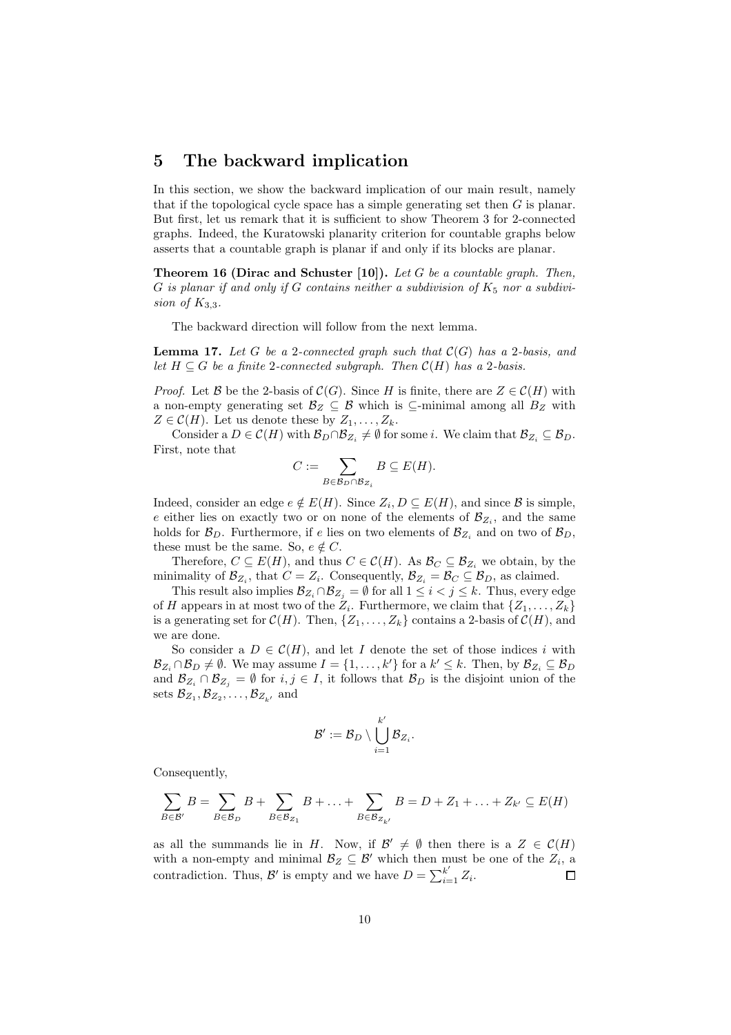## 5 The backward implication

In this section, we show the backward implication of our main result, namely that if the topological cycle space has a simple generating set then $G$ is planar. But first, let us remark that it is sufficient to show Theorem 3 for 2-connected graphs. Indeed, the Kuratowski planarity criterion for countable graphs below asserts that a countable graph is planar if and only if its blocks are planar.

**Theorem 16 (Dirac and Schuster [10]).** *Let $G$ be a countable graph. Then, $G$ is planar if and only if $G$ contains neither a subdivision of $K_5$ nor a subdivision of $K_{3,3}$.*

The backward direction will follow from the next lemma.

**Lemma 17.** *Let $G$ be a 2-connected graph such that $\mathcal{C}(G)$ has a 2-basis, and let $H \subseteq G$ be a finite 2-connected subgraph. Then $\mathcal{C}(H)$ has a 2-basis.*

*Proof.* Let $\mathcal{B}$ be the 2-basis of $\mathcal{C}(G)$. Since $H$ is finite, there are $Z \in \mathcal{C}(H)$ with a non-empty generating set $\mathcal{B}_Z \subseteq \mathcal{B}$ which is $\subseteq$-minimal among all $B_Z$ with $Z \in \mathcal{C}(H)$. Let us denote these by $Z_1, \ldots, Z_k$.

Consider a $D \in \mathcal{C}(H)$ with $\mathcal{B}_D \cap \mathcal{B}_{Z_i} \neq \emptyset$ for some $i$. We claim that $\mathcal{B}_{Z_i} \subseteq \mathcal{B}_D$. First, note that

$$C := \sum_{B \in \mathcal{B}_D \cap \mathcal{B}_{Z_i}} B \subseteq E(H).$$

Indeed, consider an edge $e \notin E(H)$. Since $Z_i, D \subseteq E(H)$, and since $\mathcal{B}$ is simple, $e$ either lies on exactly two or on none of the elements of $\mathcal{B}_{Z_i}$, and the same holds for $\mathcal{B}_D$. Furthermore, if $e$ lies on two elements of $\mathcal{B}_{Z_i}$ and on two of $\mathcal{B}_D$, these must be the same. So, $e \notin C$.

Therefore, $C \subseteq E(H)$, and thus $C \in \mathcal{C}(H)$. As $\mathcal{B}_C \subseteq \mathcal{B}_{Z_i}$ we obtain, by the minimality of $\mathcal{B}_{Z_i}$, that $C = Z_i$. Consequently, $\mathcal{B}_{Z_i} = \mathcal{B}_C \subseteq \mathcal{B}_D$, as claimed.

This result also implies $\mathcal{B}_{Z_i} \cap \mathcal{B}_{Z_j} = \emptyset$ for all $1 \leq i < j \leq k$. Thus, every edge of $H$ appears in at most two of the $Z_i$. Furthermore, we claim that $\{Z_1, \ldots, Z_k\}$ is a generating set for $\mathcal{C}(H)$. Then, $\{Z_1, \ldots, Z_k\}$ contains a 2-basis of $\mathcal{C}(H)$, and we are done.

So consider a $D \in \mathcal{C}(H)$, and let $I$ denote the set of those indices $i$ with $\mathcal{B}_{Z_i} \cap \mathcal{B}_D \neq \emptyset$. We may assume $I = \{1, \ldots, k'\}$ for a $k' \leq k$. Then, by $\mathcal{B}_{Z_i} \subseteq \mathcal{B}_D$ and $\mathcal{B}_{Z_i} \cap \mathcal{B}_{Z_j} = \emptyset$ for $i, j \in I$, it follows that $\mathcal{B}_D$ is the disjoint union of the sets $\mathcal{B}_{Z_1}, \mathcal{B}_{Z_2}, \ldots, \mathcal{B}_{Z_{k'}}$ and

$$\mathcal{B}' := \mathcal{B}_D \setminus \bigcup_{i=1}^{k'} \mathcal{B}_{Z_i}.$$

Consequently,

$$\sum_{B \in \mathcal{B}'} B = \sum_{B \in \mathcal{B}_D} B + \sum_{B \in \mathcal{B}_{Z_1}} B + \ldots + \sum_{B \in \mathcal{B}_{Z_{k'}}} B = D + Z_1 + \ldots + Z_{k'} \subseteq E(H)$$

as all the summands lie in $H$. Now, if $\mathcal{B}' \neq \emptyset$ then there is a $Z \in \mathcal{C}(H)$ with a non-empty and minimal $\mathcal{B}_Z \subseteq \mathcal{B}'$ which then must be one of the $Z_i$, a contradiction. Thus, $\mathcal{B}'$ is empty and we have $D = \sum_{i=1}^{k'} Z_i$. $\square$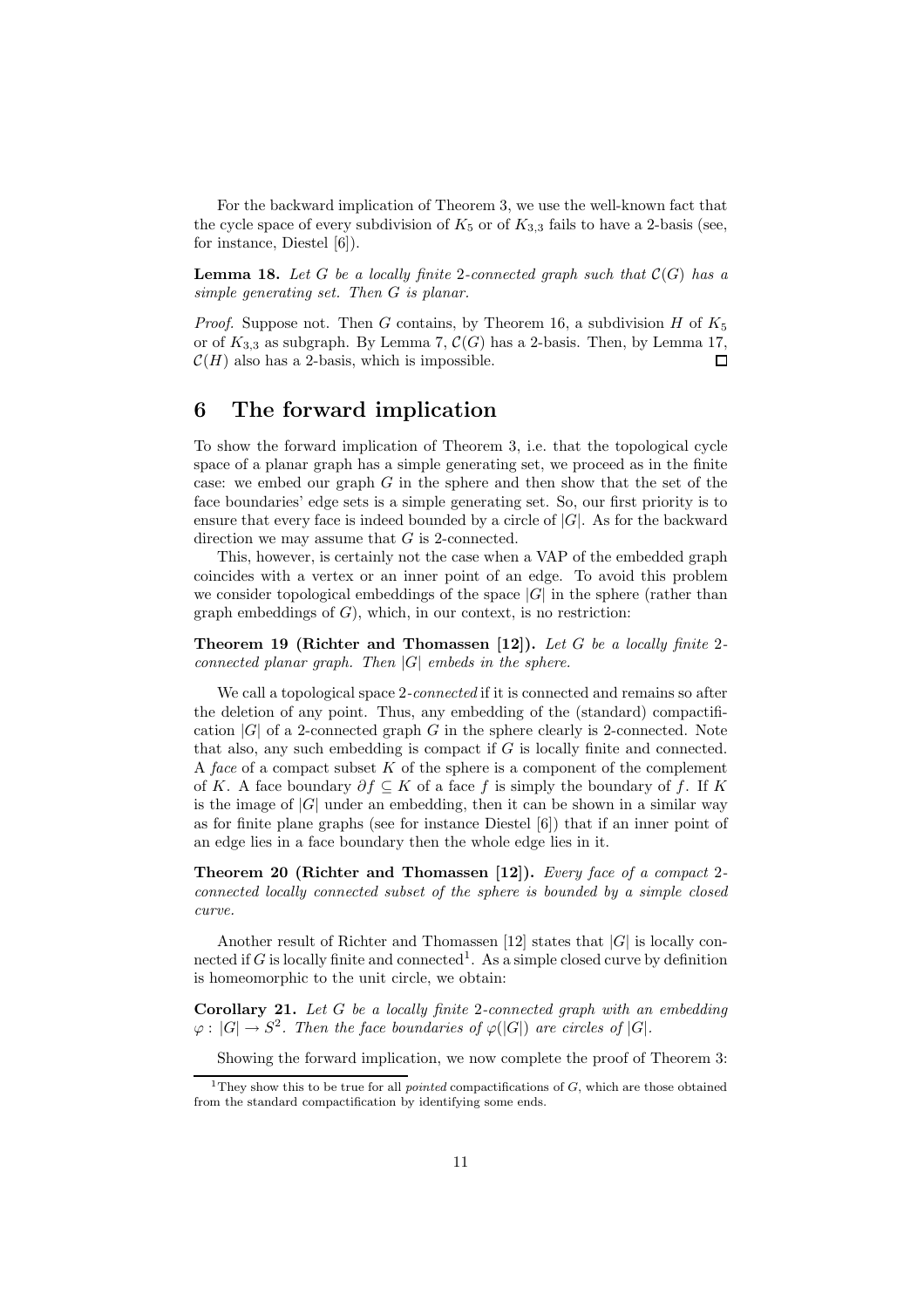For the backward implication of Theorem 3, we use the well-known fact that the cycle space of every subdivision of $K_5$ or of $K_{3,3}$ fails to have a 2-basis (see, for instance, Diestel [6]).

**Lemma 18.** *Let $G$ be a locally finite 2-connected graph such that $\mathcal{C}(G)$ has a simple generating set. Then $G$ is planar.*

*Proof.* Suppose not. Then $G$ contains, by Theorem 16, a subdivision $H$ of $K_5$ or of $K_{3,3}$ as subgraph. By Lemma 7, $\mathcal{C}(G)$ has a 2-basis. Then, by Lemma 17, $\mathcal{C}(H)$ also has a 2-basis, which is impossible. □

## 6 The forward implication

To show the forward implication of Theorem 3, i.e. that the topological cycle space of a planar graph has a simple generating set, we proceed as in the finite case: we embed our graph $G$ in the sphere and then show that the set of the face boundaries' edge sets is a simple generating set. So, our first priority is to ensure that every face is indeed bounded by a circle of $|G|$. As for the backward direction we may assume that $G$ is 2-connected.

This, however, is certainly not the case when a VAP of the embedded graph coincides with a vertex or an inner point of an edge. To avoid this problem we consider topological embeddings of the space $|G|$ in the sphere (rather than graph embeddings of $G$), which, in our context, is no restriction:

**Theorem 19 (Richter and Thomassen [12]).** *Let $G$ be a locally finite 2-connected planar graph. Then $|G|$ embeds in the sphere.*

We call a topological space 2*-connected* if it is connected and remains so after the deletion of any point. Thus, any embedding of the (standard) compactification $|G|$ of a 2-connected graph $G$ in the sphere clearly is 2-connected. Note that also, any such embedding is compact if $G$ is locally finite and connected. A *face* of a compact subset $K$ of the sphere is a component of the complement of $K$. A face boundary $\partial f \subseteq K$ of a face $f$ is simply the boundary of $f$. If $K$ is the image of $|G|$ under an embedding, then it can be shown in a similar way as for finite plane graphs (see for instance Diestel [6]) that if an inner point of an edge lies in a face boundary then the whole edge lies in it.

**Theorem 20 (Richter and Thomassen [12]).** *Every face of a compact 2-connected locally connected subset of the sphere is bounded by a simple closed curve.*

Another result of Richter and Thomassen [12] states that $|G|$ is locally connected if $G$ is locally finite and connected[1]. As a simple closed curve by definition is homeomorphic to the unit circle, we obtain:

**Corollary 21.** *Let $G$ be a locally finite 2-connected graph with an embedding $\varphi : |G| \to S^2$. Then the face boundaries of $\varphi(|G|)$ are circles of $|G|$.*

Showing the forward implication, we now complete the proof of Theorem 3:

[1] They show this to be true for all *pointed* compactifications of $G$, which are those obtained from the standard compactification by identifying some ends.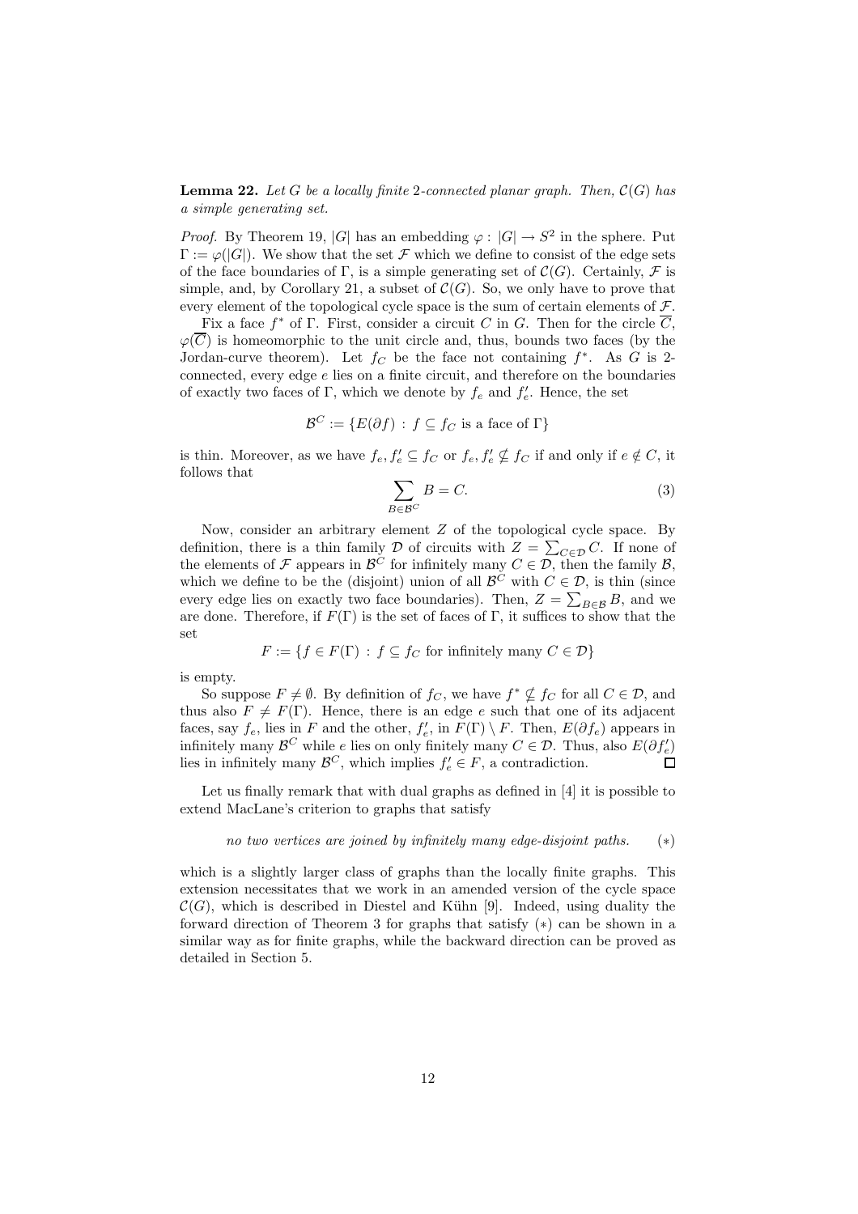**Lemma 22.** *Let $G$ be a locally finite 2-connected planar graph. Then, $\mathcal{C}(G)$ has a simple generating set.*

*Proof.* By Theorem 19, $|G|$ has an embedding $\varphi : |G| \to S^2$ in the sphere. Put $\Gamma := \varphi(|G|)$. We show that the set $\mathcal{F}$ which we define to consist of the edge sets of the face boundaries of $\Gamma$, is a simple generating set of $\mathcal{C}(G)$. Certainly, $\mathcal{F}$ is simple, and, by Corollary 21, a subset of $\mathcal{C}(G)$. So, we only have to prove that every element of the topological cycle space is the sum of certain elements of $\mathcal{F}$.

Fix a face $f^*$ of $\Gamma$. First, consider a circuit $C$ in $G$. Then for the circle $\overline{C}$, $\varphi(\overline{C})$ is homeomorphic to the unit circle and, thus, bounds two faces (by the Jordan-curve theorem). Let $f_C$ be the face not containing $f^*$. As $G$ is 2-connected, every edge $e$ lies on a finite circuit, and therefore on the boundaries of exactly two faces of $\Gamma$, which we denote by $f_e$ and $f'_e$. Hence, the set

$$\mathcal{B}^C := \{E(\partial f) \,:\, f \subseteq f_C \text{ is a face of } \Gamma\}$$

is thin. Moreover, as we have $f_e, f'_e \subseteq f_C$ or $f_e, f'_e \nsubseteq f_C$ if and only if $e \notin C$, it follows that

$$\sum_{B \in \mathcal{B}^C} B = C. \tag{3}$$

Now, consider an arbitrary element $Z$ of the topological cycle space. By definition, there is a thin family $\mathcal{D}$ of circuits with $Z = \sum_{C \in \mathcal{D}} C$. If none of the elements of $\mathcal{F}$ appears in $\mathcal{B}^C$ for infinitely many $C \in \mathcal{D}$, then the family $\mathcal{B}$, which we define to be the (disjoint) union of all $\mathcal{B}^C$ with $C \in \mathcal{D}$, is thin (since every edge lies on exactly two face boundaries). Then, $Z = \sum_{B \in \mathcal{B}} B$, and we are done. Therefore, if $F(\Gamma)$ is the set of faces of $\Gamma$, it suffices to show that the set

$$F := \{f \in F(\Gamma) \,:\, f \subseteq f_C \text{ for infinitely many } C \in \mathcal{D}\}$$

is empty.

So suppose $F \neq \emptyset$. By definition of $f_C$, we have $f^* \nsubseteq f_C$ for all $C \in \mathcal{D}$, and thus also $F \neq F(\Gamma)$. Hence, there is an edge $e$ such that one of its adjacent faces, say $f_e$, lies in $F$ and the other, $f'_e$, in $F(\Gamma) \setminus F$. Then, $E(\partial f_e)$ appears in infinitely many $\mathcal{B}^C$ while $e$ lies on only finitely many $C \in \mathcal{D}$. Thus, also $E(\partial f'_e)$ lies in infinitely many $\mathcal{B}^C$, which implies $f'_e \in F$, a contradiction. $\square$

Let us finally remark that with dual graphs as defined in [4] it is possible to extend MacLane's criterion to graphs that satisfy

*no two vertices are joined by infinitely many edge-disjoint paths.* $(*)$

which is a slightly larger class of graphs than the locally finite graphs. This extension necessitates that we work in an amended version of the cycle space $\mathcal{C}(G)$, which is described in Diestel and Kühn [9]. Indeed, using duality the forward direction of Theorem 3 for graphs that satisfy $(*)$ can be shown in a similar way as for finite graphs, while the backward direction can be proved as detailed in Section 5.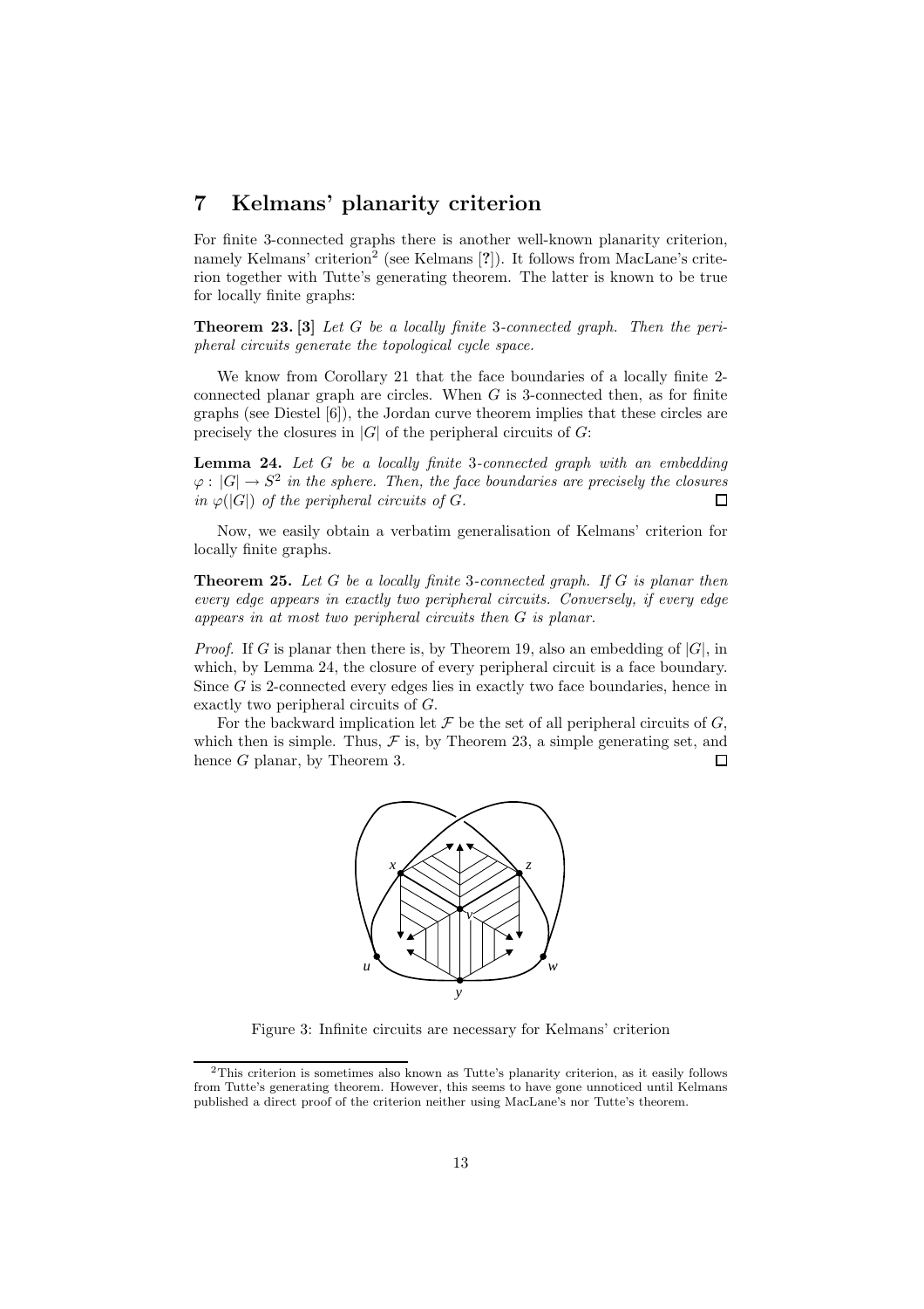## 7 Kelmans' planarity criterion

For finite 3-connected graphs there is another well-known planarity criterion, namely Kelmans' criterion[2] (see Kelmans [?]). It follows from MacLane's criterion together with Tutte's generating theorem. The latter is known to be true for locally finite graphs:

**Theorem 23. [3]** *Let $G$ be a locally finite 3-connected graph. Then the peripheral circuits generate the topological cycle space.*

We know from Corollary 21 that the face boundaries of a locally finite 2-connected planar graph are circles. When $G$ is 3-connected then, as for finite graphs (see Diestel [6]), the Jordan curve theorem implies that these circles are precisely the closures in $|G|$ of the peripheral circuits of $G$:

**Lemma 24.** *Let $G$ be a locally finite 3-connected graph with an embedding $\varphi : |G| \to S^2$ in the sphere. Then, the face boundaries are precisely the closures in $\varphi(|G|)$ of the peripheral circuits of $G$.* □

Now, we easily obtain a verbatim generalisation of Kelmans' criterion for locally finite graphs.

**Theorem 25.** *Let $G$ be a locally finite 3-connected graph. If $G$ is planar then every edge appears in exactly two peripheral circuits. Conversely, if every edge appears in at most two peripheral circuits then $G$ is planar.*

*Proof.* If $G$ is planar then there is, by Theorem 19, also an embedding of $|G|$, in which, by Lemma 24, the closure of every peripheral circuit is a face boundary. Since $G$ is 2-connected every edges lies in exactly two face boundaries, hence in exactly two peripheral circuits of $G$.

For the backward implication let $\mathcal{F}$ be the set of all peripheral circuits of $G$, which then is simple. Thus, $\mathcal{F}$ is, by Theorem 23, a simple generating set, and hence $G$ planar, by Theorem 3. □

Figure 3: Infinite circuits are necessary for Kelmans' criterion

[2] This criterion is sometimes also known as Tutte's planarity criterion, as it easily follows from Tutte's generating theorem. However, this seems to have gone unnoticed until Kelmans published a direct proof of the criterion neither using MacLane's nor Tutte's theorem.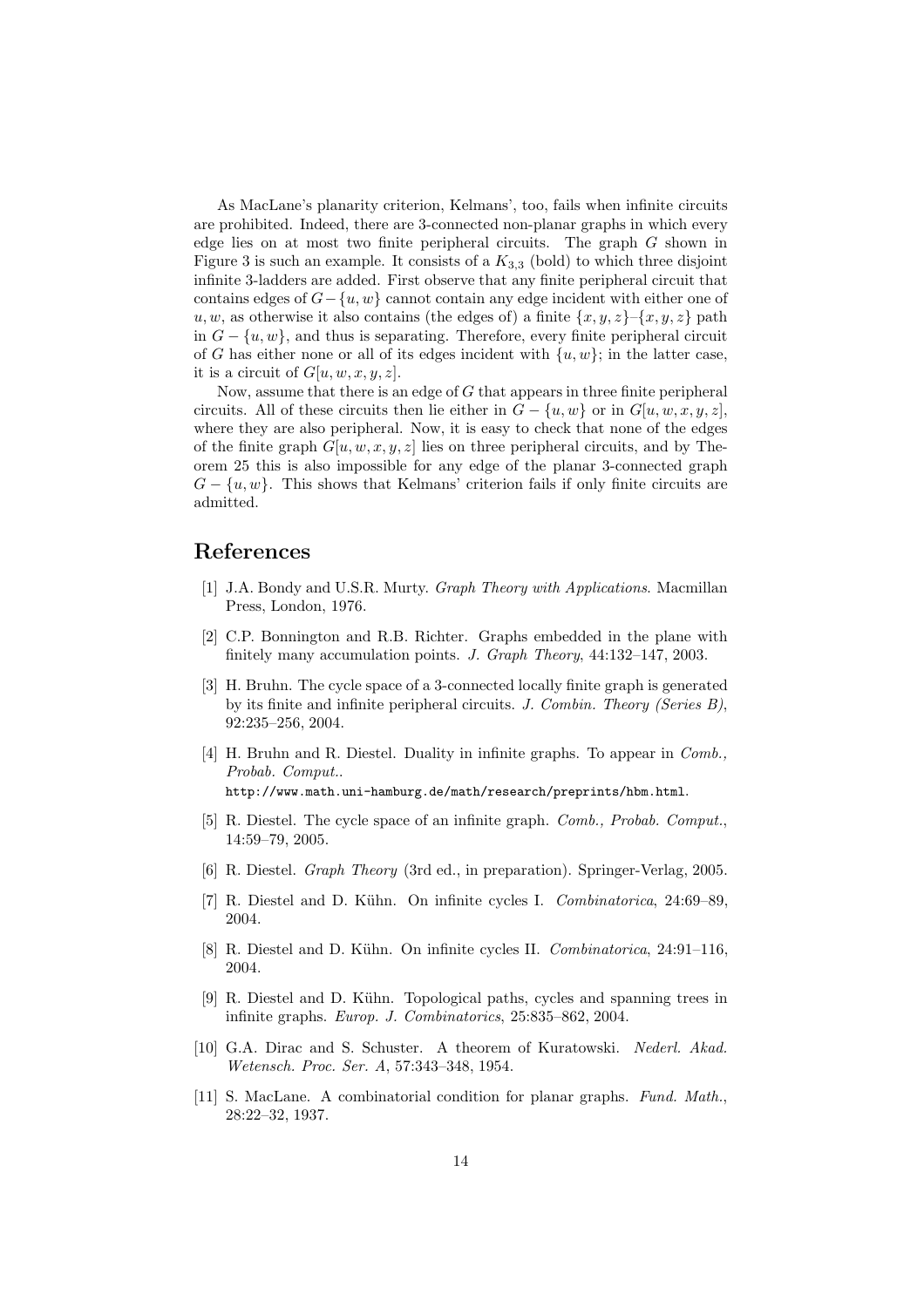As MacLane's planarity criterion, Kelmans', too, fails when infinite circuits are prohibited. Indeed, there are 3-connected non-planar graphs in which every edge lies on at most two finite peripheral circuits. The graph $G$ shown in Figure 3 is such an example. It consists of a $K_{3,3}$ (bold) to which three disjoint infinite 3-ladders are added. First observe that any finite peripheral circuit that contains edges of $G-\{u,w\}$ cannot contain any edge incident with either one of $u,w$, as otherwise it also contains (the edges of) a finite $\{x,y,z\}$–$\{x,y,z\}$ path in $G-\{u,w\}$, and thus is separating. Therefore, every finite peripheral circuit of $G$ has either none or all of its edges incident with $\{u,w\}$; in the latter case, it is a circuit of $G[u,w,x,y,z]$.

Now, assume that there is an edge of $G$ that appears in three finite peripheral circuits. All of these circuits then lie either in $G-\{u,w\}$ or in $G[u,w,x,y,z]$, where they are also peripheral. Now, it is easy to check that none of the edges of the finite graph $G[u,w,x,y,z]$ lies on three peripheral circuits, and by Theorem 25 this is also impossible for any edge of the planar 3-connected graph $G-\{u,w\}$. This shows that Kelmans' criterion fails if only finite circuits are admitted.

## References

[1] J.A. Bondy and U.S.R. Murty. *Graph Theory with Applications*. Macmillan Press, London, 1976.

[2] C.P. Bonnington and R.B. Richter. Graphs embedded in the plane with finitely many accumulation points. *J. Graph Theory*, 44:132–147, 2003.

[3] H. Bruhn. The cycle space of a 3-connected locally finite graph is generated by its finite and infinite peripheral circuits. *J. Combin. Theory (Series B)*, 92:235–256, 2004.

[4] H. Bruhn and R. Diestel. Duality in infinite graphs. To appear in *Comb., Probab. Comput.*. `http://www.math.uni-hamburg.de/math/research/preprints/hbm.html`.

[5] R. Diestel. The cycle space of an infinite graph. *Comb., Probab. Comput.*, 14:59–79, 2005.

[6] R. Diestel. *Graph Theory* (3rd ed., in preparation). Springer-Verlag, 2005.

[7] R. Diestel and D. Kühn. On infinite cycles I. *Combinatorica*, 24:69–89, 2004.

[8] R. Diestel and D. Kühn. On infinite cycles II. *Combinatorica*, 24:91–116, 2004.

[9] R. Diestel and D. Kühn. Topological paths, cycles and spanning trees in infinite graphs. *Europ. J. Combinatorics*, 25:835–862, 2004.

[10] G.A. Dirac and S. Schuster. A theorem of Kuratowski. *Nederl. Akad. Wetensch. Proc. Ser. A*, 57:343–348, 1954.

[11] S. MacLane. A combinatorial condition for planar graphs. *Fund. Math.*, 28:22–32, 1937.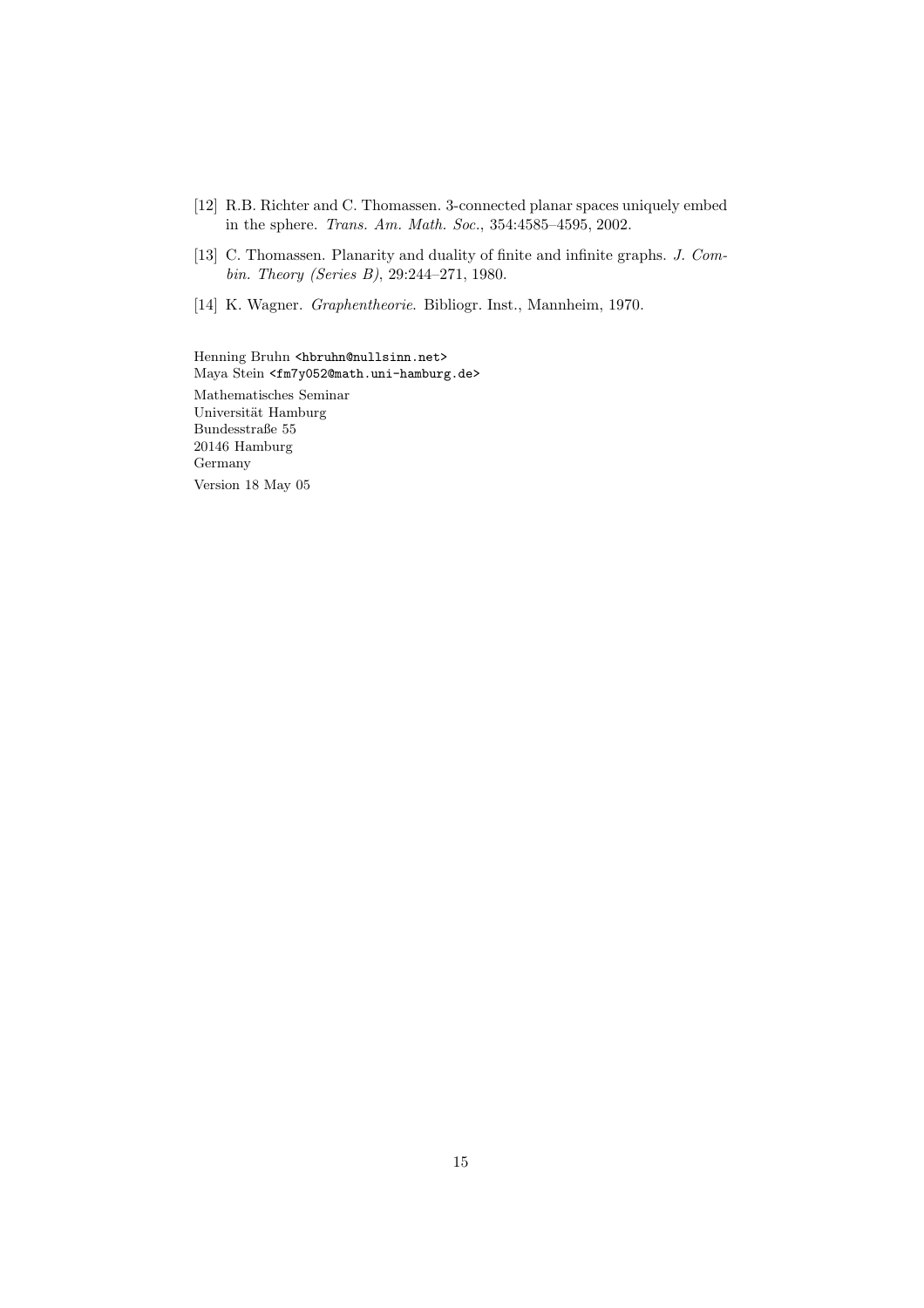[12] R.B. Richter and C. Thomassen. 3-connected planar spaces uniquely embed in the sphere. *Trans. Am. Math. Soc.*, 354:4585–4595, 2002.

[13] C. Thomassen. Planarity and duality of finite and infinite graphs. *J. Combin. Theory (Series B)*, 29:244–271, 1980.

[14] K. Wagner. *Graphentheorie*. Bibliogr. Inst., Mannheim, 1970.

Henning Bruhn `<hbruhn@nullsinn.net>`
Maya Stein `<fm7y052@math.uni-hamburg.de>`

Mathematisches Seminar
Universität Hamburg
Bundesstraße 55
20146 Hamburg
Germany

Version 18 May 05